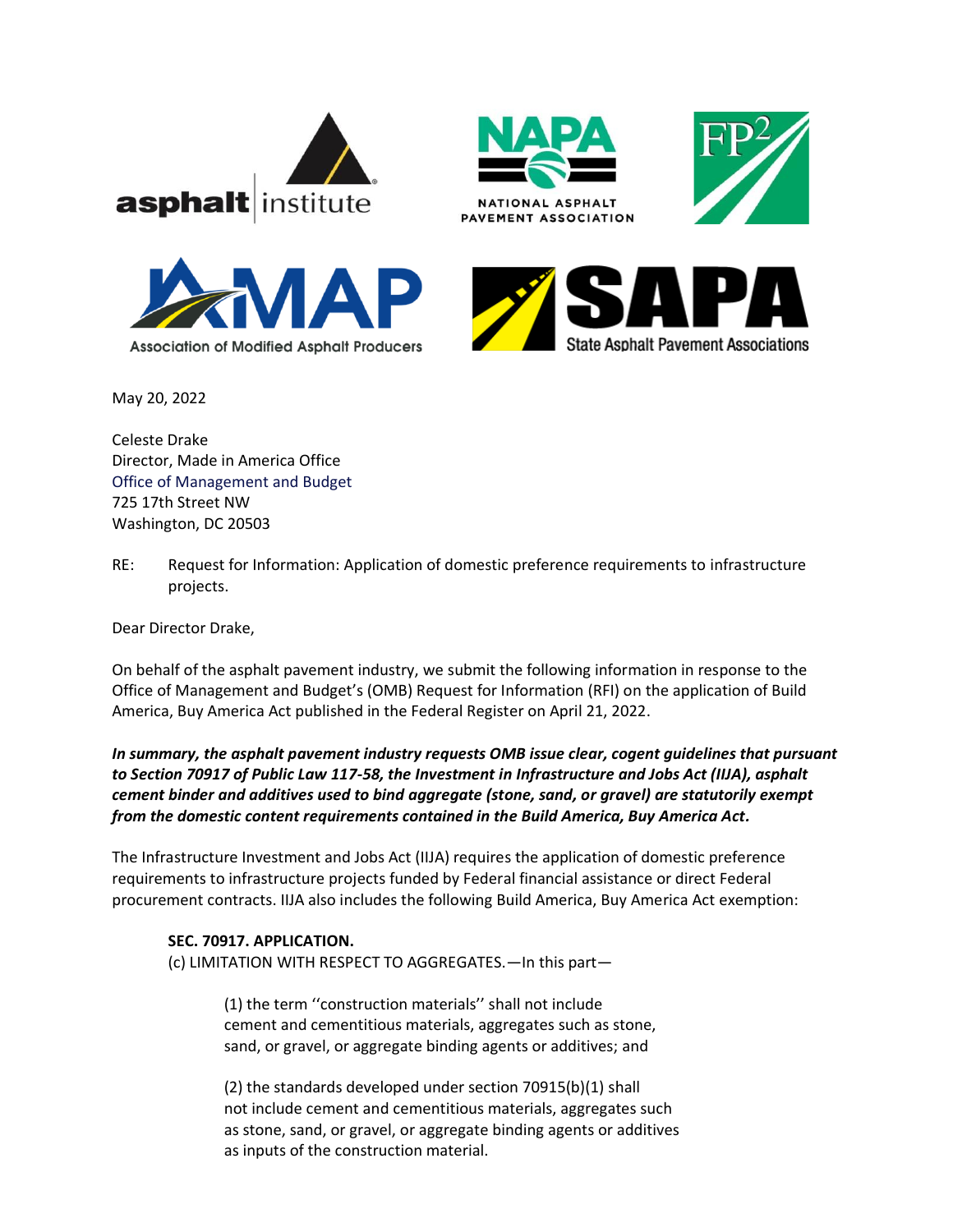May 20, 2022

Celeste Drake
Director, Made in America Office
Office of Management and Budget
725 17th Street NW
Washington, DC 20503

RE: Request for Information: Application of domestic preference requirements to infrastructure projects.

Dear Director Drake,

On behalf of the asphalt pavement industry, we submit the following information in response to the Office of Management and Budget's (OMB) Request for Information (RFI) on the application of Build America, Buy America Act published in the Federal Register on April 21, 2022.

***In summary, the asphalt pavement industry requests OMB issue clear, cogent guidelines that pursuant to Section 70917 of Public Law 117-58, the Investment in Infrastructure and Jobs Act (IIJA), asphalt cement binder and additives used to bind aggregate (stone, sand, or gravel) are statutorily exempt from the domestic content requirements contained in the Build America, Buy America Act.***

The Infrastructure Investment and Jobs Act (IIJA) requires the application of domestic preference requirements to infrastructure projects funded by Federal financial assistance or direct Federal procurement contracts. IIJA also includes the following Build America, Buy America Act exemption:

> **SEC. 70917. APPLICATION.**
> (c) LIMITATION WITH RESPECT TO AGGREGATES.—In this part—
>
> > (1) the term ''construction materials'' shall not include cement and cementitious materials, aggregates such as stone, sand, or gravel, or aggregate binding agents or additives; and
> >
> > (2) the standards developed under section 70915(b)(1) shall not include cement and cementitious materials, aggregates such as stone, sand, or gravel, or aggregate binding agents or additives as inputs of the construction material.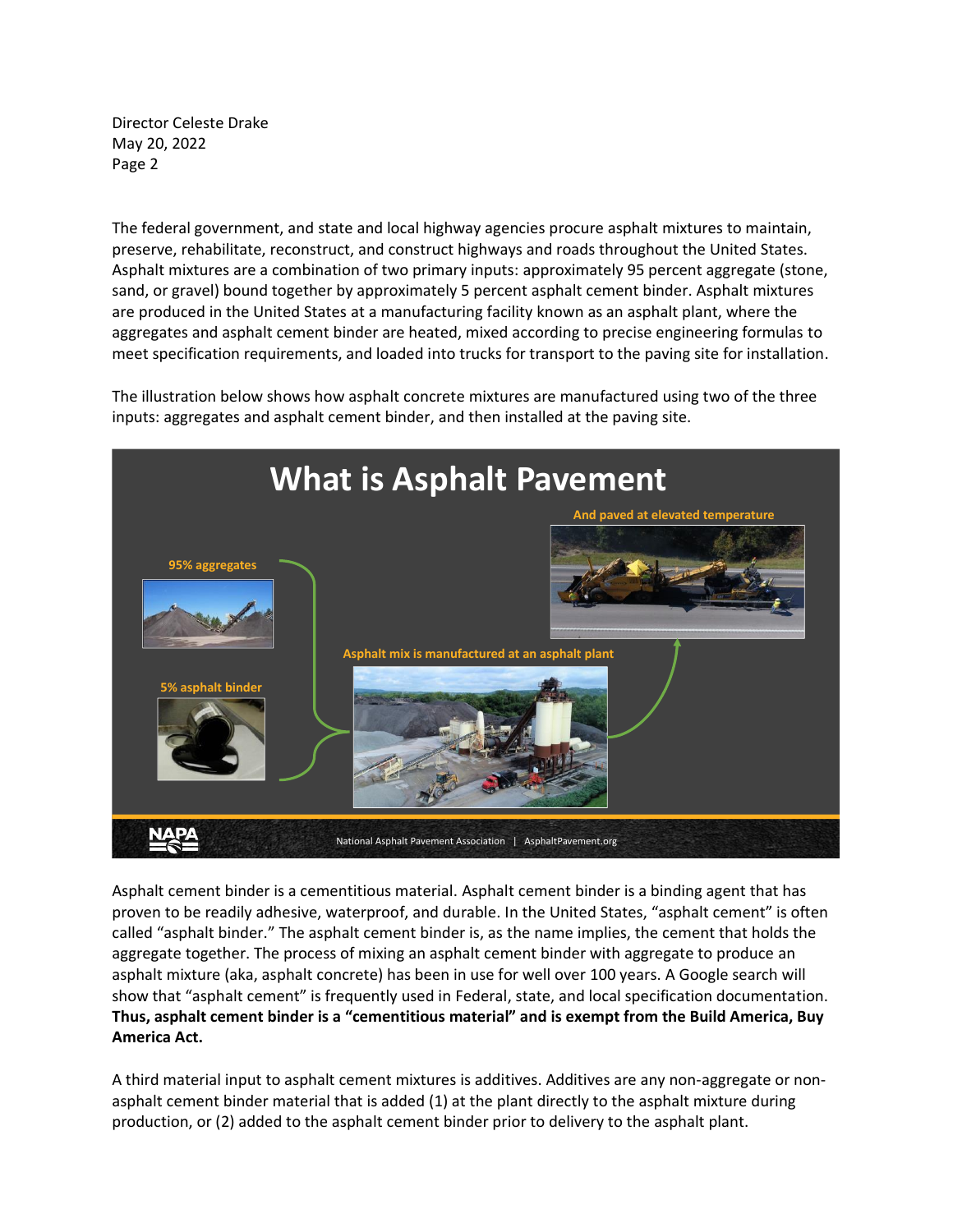The federal government, and state and local highway agencies procure asphalt mixtures to maintain, preserve, rehabilitate, reconstruct, and construct highways and roads throughout the United States. Asphalt mixtures are a combination of two primary inputs: approximately 95 percent aggregate (stone, sand, or gravel) bound together by approximately 5 percent asphalt cement binder. Asphalt mixtures are produced in the United States at a manufacturing facility known as an asphalt plant, where the aggregates and asphalt cement binder are heated, mixed according to precise engineering formulas to meet specification requirements, and loaded into trucks for transport to the paving site for installation.

The illustration below shows how asphalt concrete mixtures are manufactured using two of the three inputs: aggregates and asphalt cement binder, and then installed at the paving site.

Asphalt cement binder is a cementitious material. Asphalt cement binder is a binding agent that has proven to be readily adhesive, waterproof, and durable. In the United States, "asphalt cement" is often called "asphalt binder." The asphalt cement binder is, as the name implies, the cement that holds the aggregate together. The process of mixing an asphalt cement binder with aggregate to produce an asphalt mixture (aka, asphalt concrete) has been in use for well over 100 years. A Google search will show that "asphalt cement" is frequently used in Federal, state, and local specification documentation. **Thus, asphalt cement binder is a "cementitious material" and is exempt from the Build America, Buy America Act.**

A third material input to asphalt cement mixtures is additives. Additives are any non-aggregate or non-asphalt cement binder material that is added (1) at the plant directly to the asphalt mixture during production, or (2) added to the asphalt cement binder prior to delivery to the asphalt plant.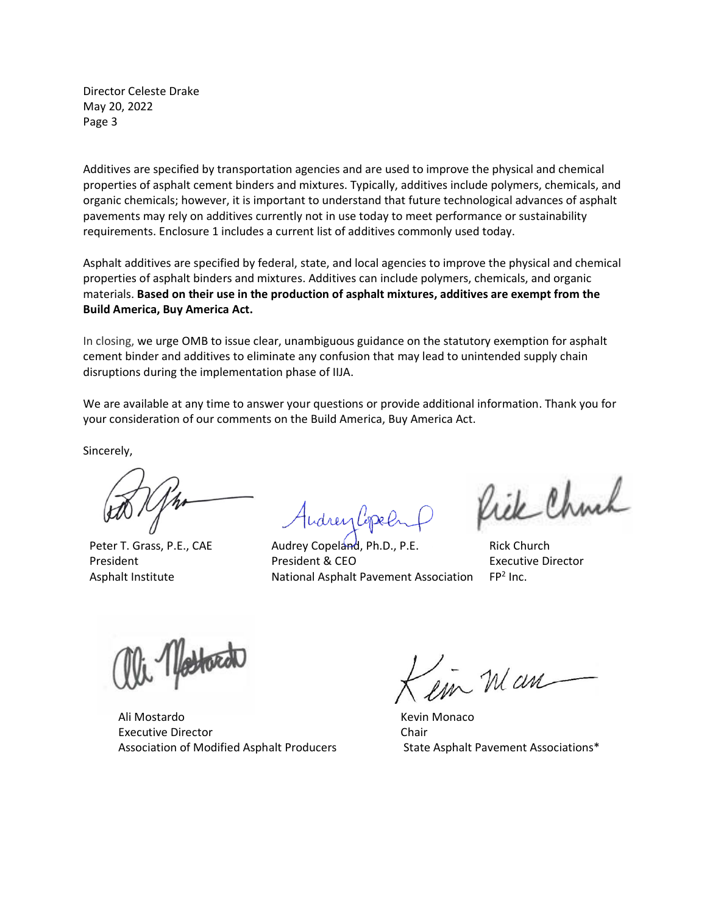Additives are specified by transportation agencies and are used to improve the physical and chemical properties of asphalt cement binders and mixtures. Typically, additives include polymers, chemicals, and organic chemicals; however, it is important to understand that future technological advances of asphalt pavements may rely on additives currently not in use today to meet performance or sustainability requirements. Enclosure 1 includes a current list of additives commonly used today.

Asphalt additives are specified by federal, state, and local agencies to improve the physical and chemical properties of asphalt binders and mixtures. Additives can include polymers, chemicals, and organic materials. **Based on their use in the production of asphalt mixtures, additives are exempt from the Build America, Buy America Act.**

In closing, we urge OMB to issue clear, unambiguous guidance on the statutory exemption for asphalt cement binder and additives to eliminate any confusion that may lead to unintended supply chain disruptions during the implementation phase of IIJA.

We are available at any time to answer your questions or provide additional information. Thank you for your consideration of our comments on the Build America, Buy America Act.

Sincerely,

Peter T. Grass, P.E., CAE
President
Asphalt Institute

Audrey Copeland, Ph.D., P.E.
President & CEO
National Asphalt Pavement Association

Rick Church
Executive Director
FP[2] Inc.

Ali Mostardo
Executive Director
Association of Modified Asphalt Producers

Kevin Monaco
Chair
State Asphalt Pavement Associations*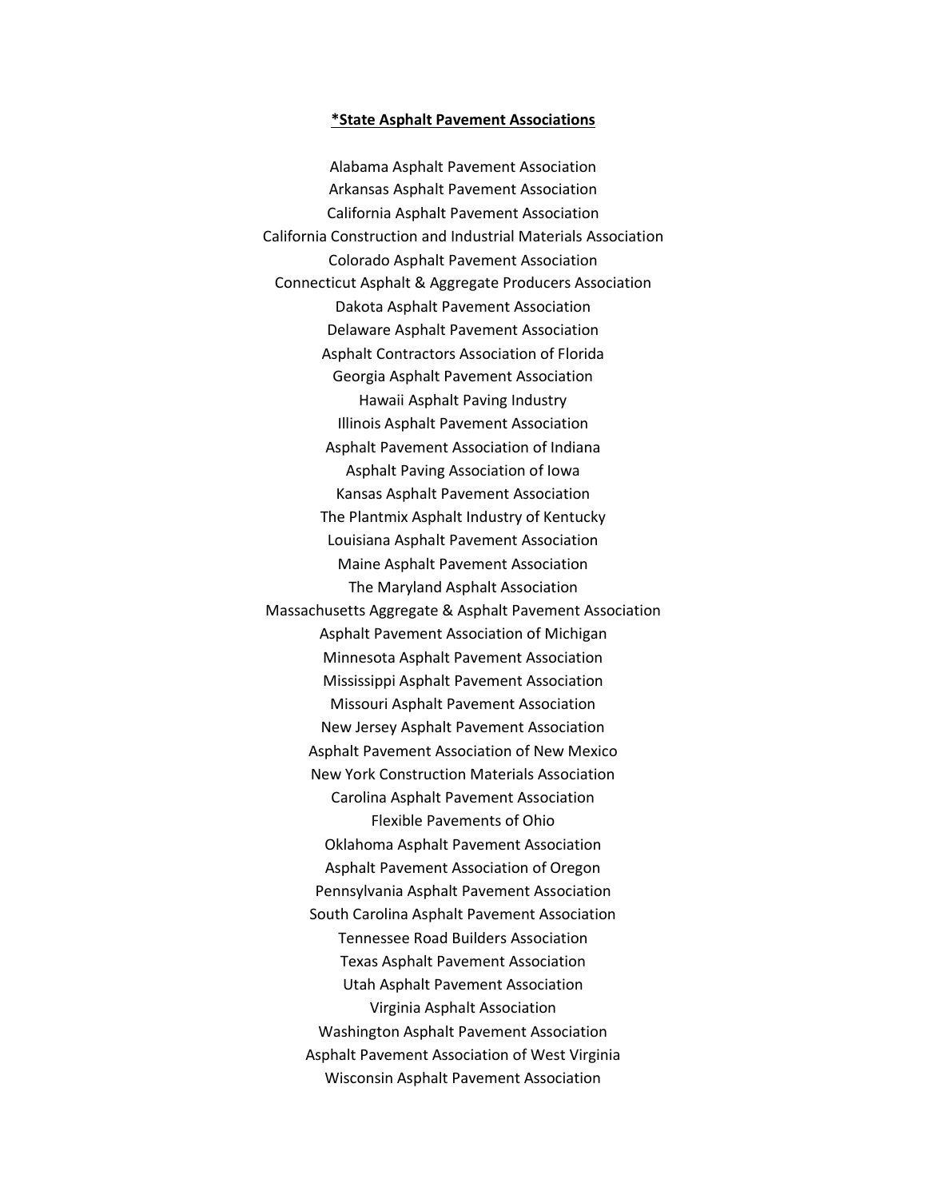**\*State Asphalt Pavement Associations**

Alabama Asphalt Pavement Association
Arkansas Asphalt Pavement Association
California Asphalt Pavement Association
California Construction and Industrial Materials Association
Colorado Asphalt Pavement Association
Connecticut Asphalt & Aggregate Producers Association
Dakota Asphalt Pavement Association
Delaware Asphalt Pavement Association
Asphalt Contractors Association of Florida
Georgia Asphalt Pavement Association
Hawaii Asphalt Paving Industry
Illinois Asphalt Pavement Association
Asphalt Pavement Association of Indiana
Asphalt Paving Association of Iowa
Kansas Asphalt Pavement Association
The Plantmix Asphalt Industry of Kentucky
Louisiana Asphalt Pavement Association
Maine Asphalt Pavement Association
The Maryland Asphalt Association
Massachusetts Aggregate & Asphalt Pavement Association
Asphalt Pavement Association of Michigan
Minnesota Asphalt Pavement Association
Mississippi Asphalt Pavement Association
Missouri Asphalt Pavement Association
New Jersey Asphalt Pavement Association
Asphalt Pavement Association of New Mexico
New York Construction Materials Association
Carolina Asphalt Pavement Association
Flexible Pavements of Ohio
Oklahoma Asphalt Pavement Association
Asphalt Pavement Association of Oregon
Pennsylvania Asphalt Pavement Association
South Carolina Asphalt Pavement Association
Tennessee Road Builders Association
Texas Asphalt Pavement Association
Utah Asphalt Pavement Association
Virginia Asphalt Association
Washington Asphalt Pavement Association
Asphalt Pavement Association of West Virginia
Wisconsin Asphalt Pavement Association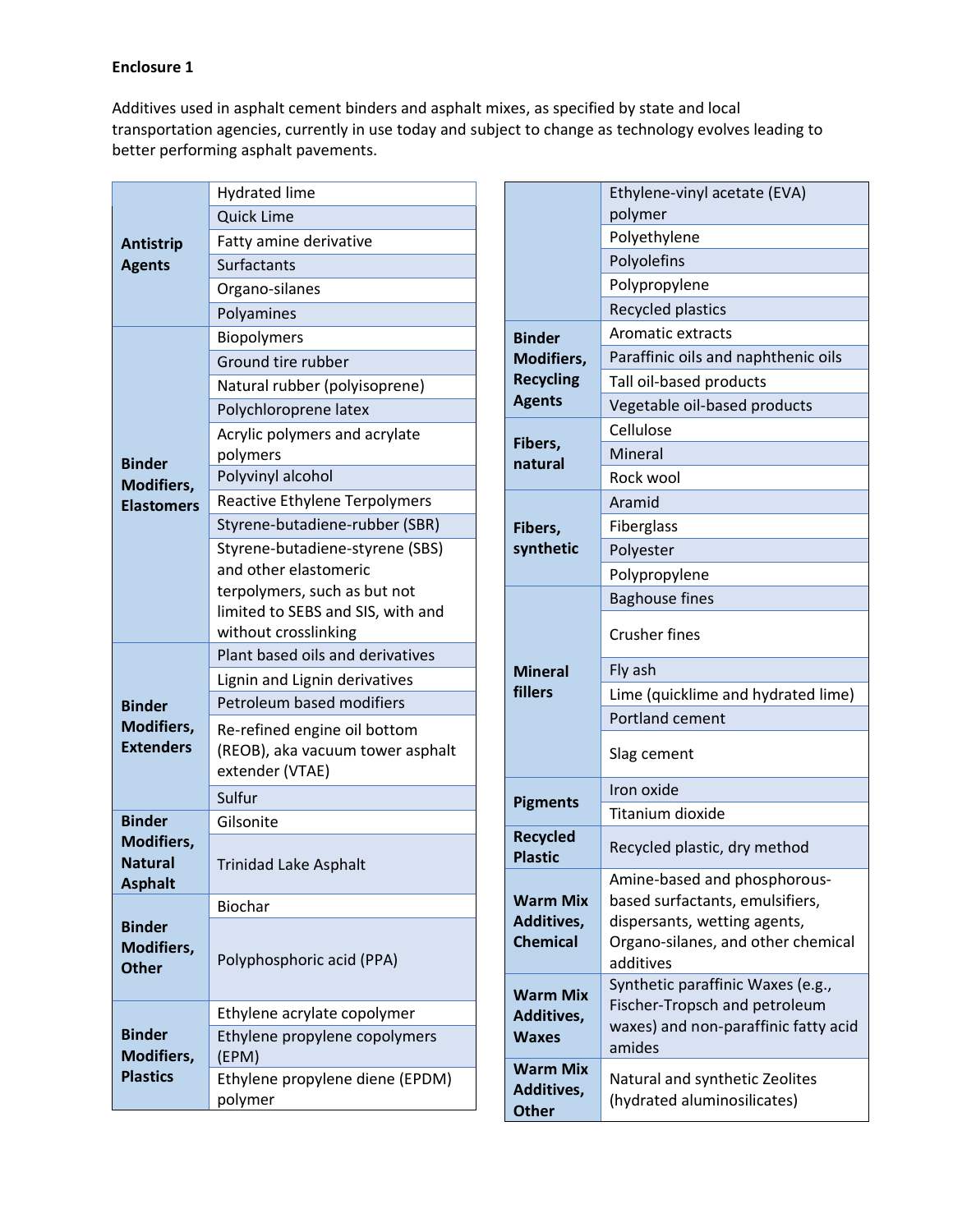**Enclosure 1**

Additives used in asphalt cement binders and asphalt mixes, as specified by state and local transportation agencies, currently in use today and subject to change as technology evolves leading to better performing asphalt pavements.

| | |
|---|---|
| **Antistrip Agents** | Hydrated lime |
| | Quick Lime |
| | Fatty amine derivative |
| | Surfactants |
| | Organo-silanes |
| | Polyamines |
| **Binder Modifiers, Elastomers** | Biopolymers |
| | Ground tire rubber |
| | Natural rubber (polyisoprene) |
| | Polychloroprene latex |
| | Acrylic polymers and acrylate polymers |
| | Polyvinyl alcohol |
| | Reactive Ethylene Terpolymers |
| | Styrene-butadiene-rubber (SBR) |
| | Styrene-butadiene-styrene (SBS) and other elastomeric terpolymers, such as but not limited to SEBS and SIS, with and without crosslinking |
| **Binder Modifiers, Extenders** | Plant based oils and derivatives |
| | Lignin and Lignin derivatives |
| | Petroleum based modifiers |
| | Re-refined engine oil bottom (REOB), aka vacuum tower asphalt extender (VTAE) |
| | Sulfur |
| **Binder Modifiers, Natural Asphalt** | Gilsonite |
| | Trinidad Lake Asphalt |
| **Binder Modifiers, Other** | Biochar |
| | Polyphosphoric acid (PPA) |
| **Binder Modifiers, Plastics** | Ethylene acrylate copolymer |
| | Ethylene propylene copolymers (EPM) |
| | Ethylene propylene diene (EPDM) polymer |
| | Ethylene-vinyl acetate (EVA) polymer |
| | Polyethylene |
| | Polyolefins |
| | Polypropylene |
| | Recycled plastics |
| **Binder Modifiers, Recycling Agents** | Aromatic extracts |
| | Paraffinic oils and naphthenic oils |
| | Tall oil-based products |
| | Vegetable oil-based products |
| **Fibers, natural** | Cellulose |
| | Mineral |
| | Rock wool |
| **Fibers, synthetic** | Aramid |
| | Fiberglass |
| | Polyester |
| | Polypropylene |
| **Mineral fillers** | Baghouse fines |
| | Crusher fines |
| | Fly ash |
| | Lime (quicklime and hydrated lime) |
| | Portland cement |
| | Slag cement |
| **Pigments** | Iron oxide |
| | Titanium dioxide |
| **Recycled Plastic** | Recycled plastic, dry method |
| **Warm Mix Additives, Chemical** | Amine-based and phosphorous-based surfactants, emulsifiers, dispersants, wetting agents, Organo-silanes, and other chemical additives |
| **Warm Mix Additives, Waxes** | Synthetic paraffinic Waxes (e.g., Fischer-Tropsch and petroleum waxes) and non-paraffinic fatty acid amides |
| **Warm Mix Additives, Other** | Natural and synthetic Zeolites (hydrated aluminosilicates) |